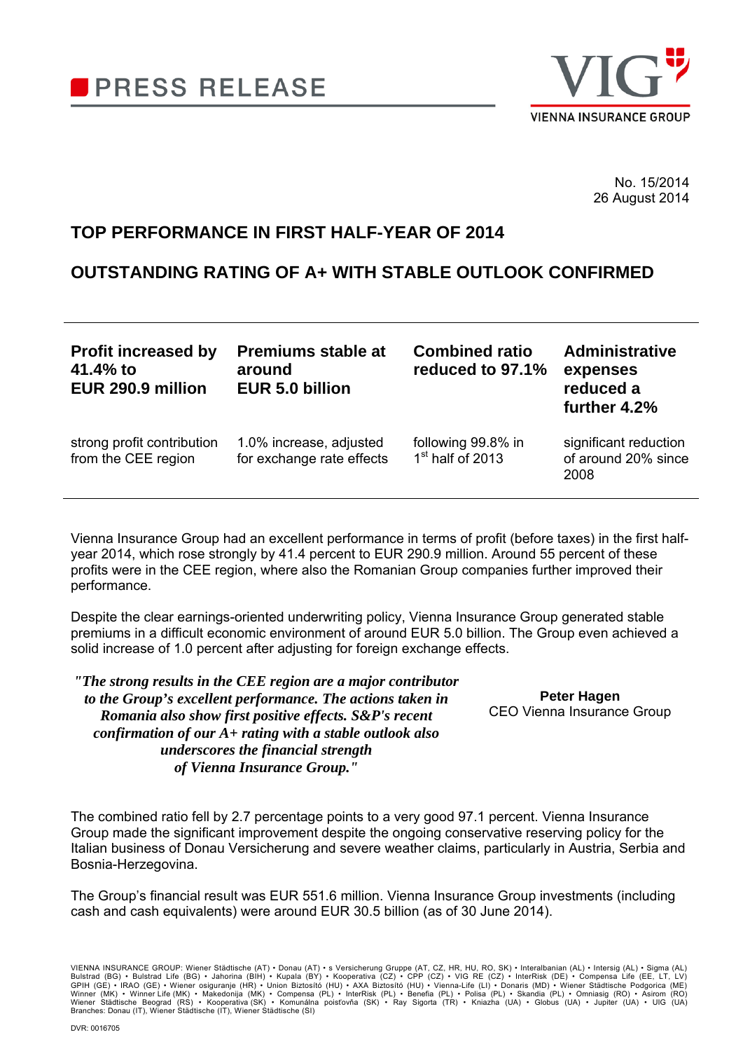**PRESS RELEASE**

VIG
VIENNA INSURANCE GROUP

No. 15/2014
26 August 2014

# TOP PERFORMANCE IN FIRST HALF-YEAR OF 2014

# OUTSTANDING RATING OF A+ WITH STABLE OUTLOOK CONFIRMED

| **Profit increased by 41.4% to EUR 290.9 million** | **Premiums stable at around EUR 5.0 billion** | **Combined ratio reduced to 97.1%** | **Administrative expenses reduced a further 4.2%** |
|---|---|---|---|
| strong profit contribution from the CEE region | 1.0% increase, adjusted for exchange rate effects | following 99.8% in 1st half of 2013 | significant reduction of around 20% since 2008 |

Vienna Insurance Group had an excellent performance in terms of profit (before taxes) in the first half-year 2014, which rose strongly by 41.4 percent to EUR 290.9 million. Around 55 percent of these profits were in the CEE region, where also the Romanian Group companies further improved their performance.

Despite the clear earnings-oriented underwriting policy, Vienna Insurance Group generated stable premiums in a difficult economic environment of around EUR 5.0 billion. The Group even achieved a solid increase of 1.0 percent after adjusting for foreign exchange effects.

> ***"The strong results in the CEE region are a major contributor to the Group's excellent performance. The actions taken in Romania also show first positive effects. S&P's recent confirmation of our A+ rating with a stable outlook also underscores the financial strength of Vienna Insurance Group."***
>
> **Peter Hagen**
> CEO Vienna Insurance Group

The combined ratio fell by 2.7 percentage points to a very good 97.1 percent. Vienna Insurance Group made the significant improvement despite the ongoing conservative reserving policy for the Italian business of Donau Versicherung and severe weather claims, particularly in Austria, Serbia and Bosnia-Herzegovina.

The Group's financial result was EUR 551.6 million. Vienna Insurance Group investments (including cash and cash equivalents) were around EUR 30.5 billion (as of 30 June 2014).

VIENNA INSURANCE GROUP: Wiener Städtische (AT) • Donau (AT) • s Versicherung Gruppe (AT, CZ, HR, HU, RO, SK) • Interalbanian (AL) • Intersig (AL) • Sigma (AL) Bulstrad (BG) • Bulstrad Life (BG) • Jahorina (BIH) • Kupala (BY) • Kooperativa (CZ) • CPP (CZ) • VIG RE (CZ) • InterRisk (DE) • Compensa Life (EE, LT, LV) GPIH (GE) • IRAO (GE) • Wiener osiguranje (HR) • Union Biztosító (HU) • AXA Biztosító (HU) • Vienna-Life (LI) • Donaris (MD) • Wiener Städtische Podgorica (ME) Winner (MK) • Winner Life (MK) • Makedonija (MK) • Compensa (PL) • InterRisk (PL) • Benefia (PL) • Polisa (PL) • Skandia (PL) • Omniasig (RO) • Asirom (RO) Wiener Städtische Beograd (RS) • Kooperativa (SK) • Komunálna poisťovňa (SK) • Ray Sigorta (TR) • Kniazha (UA) • Globus (UA) • Jupiter (UA) • UIG (UA) Branches: Donau (IT), Wiener Städtische (IT), Wiener Städtische (SI)

DVR: 0016705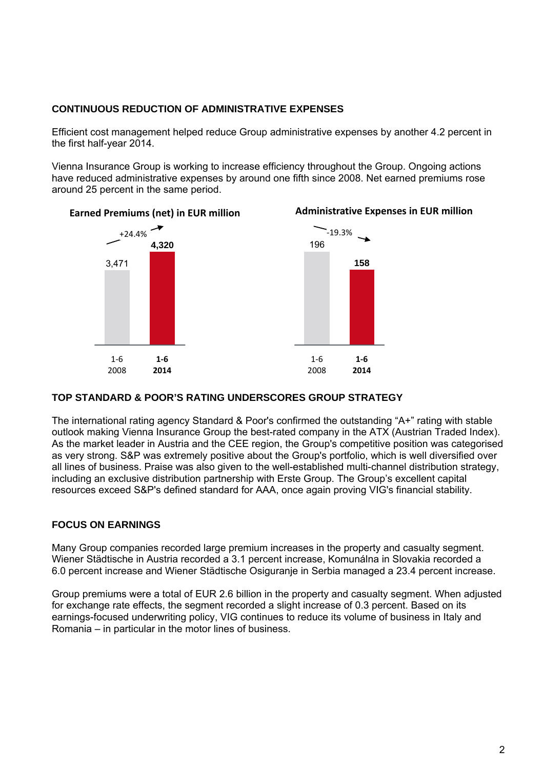**CONTINUOUS REDUCTION OF ADMINISTRATIVE EXPENSES**

Efficient cost management helped reduce Group administrative expenses by another 4.2 percent in the first half-year 2014.

Vienna Insurance Group is working to increase efficiency throughout the Group. Ongoing actions have reduced administrative expenses by around one fifth since 2008. Net earned premiums rose around 25 percent in the same period.

**Earned Premiums (net) in EUR million**

| | 1-6 2008 | **1-6 2014** |
|---|---|---|
| Earned Premiums (net) | 3,471 | **4,320** |

Change: +24.4%

**Administrative Expenses in EUR million**

| | 1-6 2008 | **1-6 2014** |
|---|---|---|
| Administrative Expenses | 196 | **158** |

Change: -19.3%

**TOP STANDARD & POOR'S RATING UNDERSCORES GROUP STRATEGY**

The international rating agency Standard & Poor's confirmed the outstanding "A+" rating with stable outlook making Vienna Insurance Group the best-rated company in the ATX (Austrian Traded Index). As the market leader in Austria and the CEE region, the Group's competitive position was categorised as very strong. S&P was extremely positive about the Group's portfolio, which is well diversified over all lines of business. Praise was also given to the well-established multi-channel distribution strategy, including an exclusive distribution partnership with Erste Group. The Group's excellent capital resources exceed S&P's defined standard for AAA, once again proving VIG's financial stability.

**FOCUS ON EARNINGS**

Many Group companies recorded large premium increases in the property and casualty segment. Wiener Städtische in Austria recorded a 3.1 percent increase, Komunálna in Slovakia recorded a 6.0 percent increase and Wiener Städtische Osiguranje in Serbia managed a 23.4 percent increase.

Group premiums were a total of EUR 2.6 billion in the property and casualty segment. When adjusted for exchange rate effects, the segment recorded a slight increase of 0.3 percent. Based on its earnings-focused underwriting policy, VIG continues to reduce its volume of business in Italy and Romania – in particular in the motor lines of business.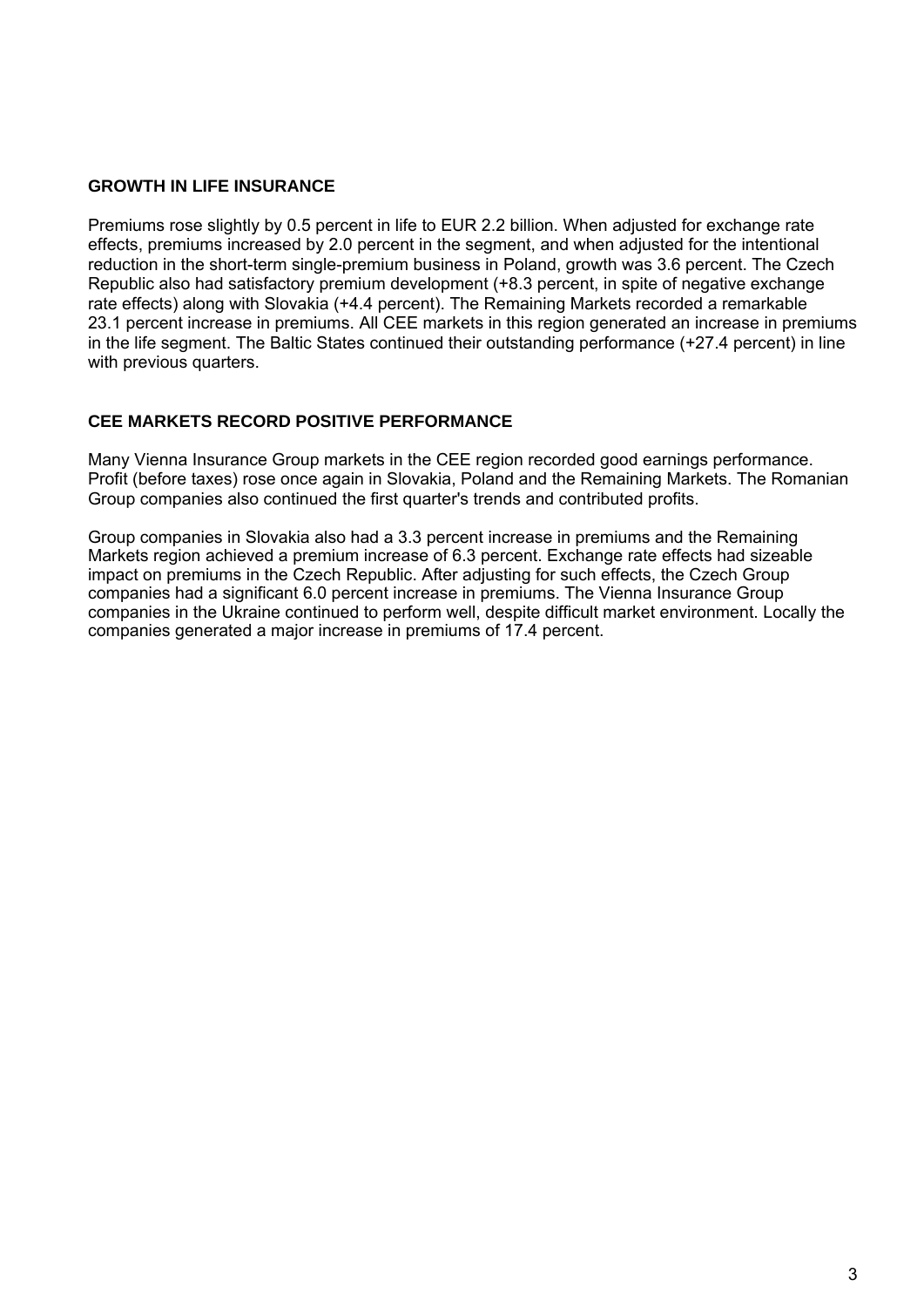## GROWTH IN LIFE INSURANCE

Premiums rose slightly by 0.5 percent in life to EUR 2.2 billion. When adjusted for exchange rate effects, premiums increased by 2.0 percent in the segment, and when adjusted for the intentional reduction in the short-term single-premium business in Poland, growth was 3.6 percent. The Czech Republic also had satisfactory premium development (+8.3 percent, in spite of negative exchange rate effects) along with Slovakia (+4.4 percent). The Remaining Markets recorded a remarkable 23.1 percent increase in premiums. All CEE markets in this region generated an increase in premiums in the life segment. The Baltic States continued their outstanding performance (+27.4 percent) in line with previous quarters.

## CEE MARKETS RECORD POSITIVE PERFORMANCE

Many Vienna Insurance Group markets in the CEE region recorded good earnings performance. Profit (before taxes) rose once again in Slovakia, Poland and the Remaining Markets. The Romanian Group companies also continued the first quarter's trends and contributed profits.

Group companies in Slovakia also had a 3.3 percent increase in premiums and the Remaining Markets region achieved a premium increase of 6.3 percent. Exchange rate effects had sizeable impact on premiums in the Czech Republic. After adjusting for such effects, the Czech Group companies had a significant 6.0 percent increase in premiums. The Vienna Insurance Group companies in the Ukraine continued to perform well, despite difficult market environment. Locally the companies generated a major increase in premiums of 17.4 percent.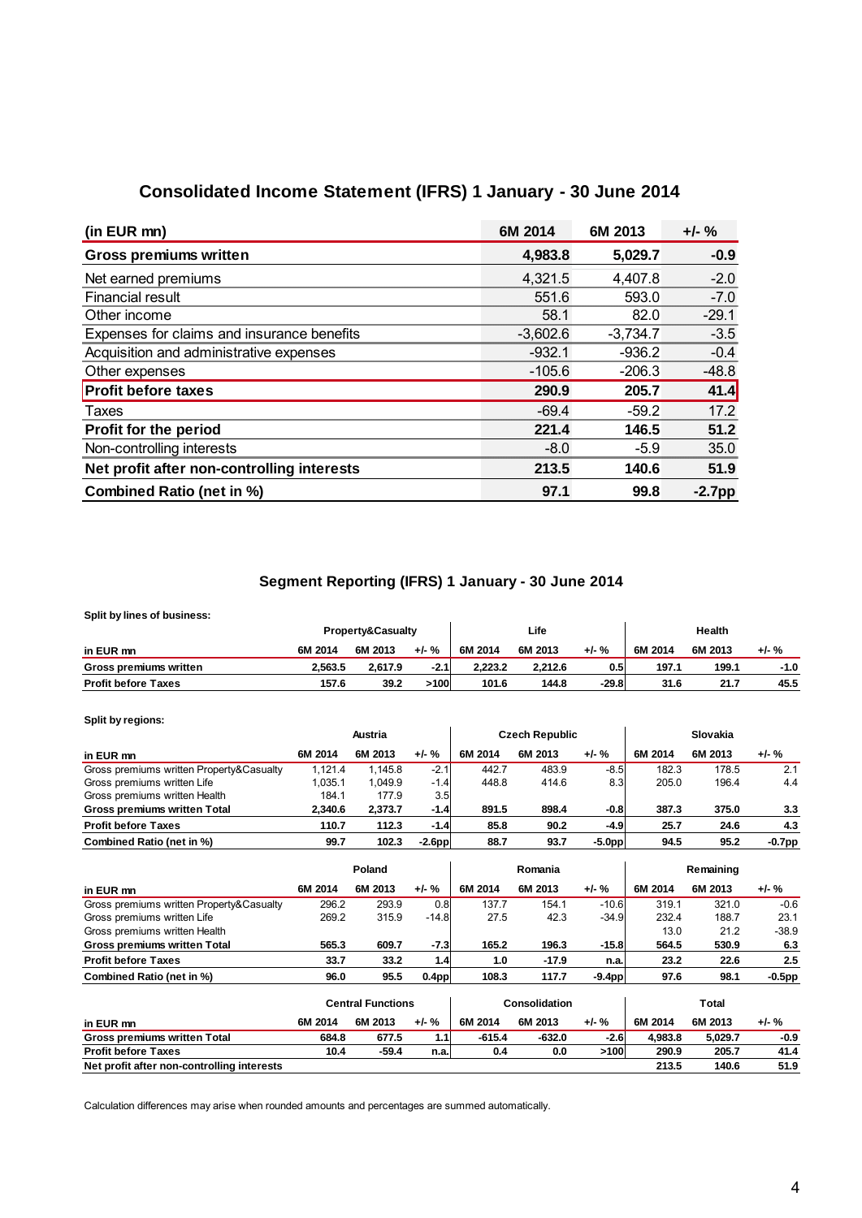## Consolidated Income Statement (IFRS) 1 January - 30 June 2014

| (in EUR mn) | 6M 2014 | 6M 2013 | +/- % |
|---|---|---|---|
| **Gross premiums written** | **4,983.8** | **5,029.7** | **-0.9** |
| Net earned premiums | 4,321.5 | 4,407.8 | -2.0 |
| Financial result | 551.6 | 593.0 | -7.0 |
| Other income | 58.1 | 82.0 | -29.1 |
| Expenses for claims and insurance benefits | -3,602.6 | -3,734.7 | -3.5 |
| Acquisition and administrative expenses | -932.1 | -936.2 | -0.4 |
| Other expenses | -105.6 | -206.3 | -48.8 |
| **Profit before taxes** | **290.9** | **205.7** | **41.4** |
| Taxes | -69.4 | -59.2 | 17.2 |
| **Profit for the period** | **221.4** | **146.5** | **51.2** |
| Non-controlling interests | -8.0 | -5.9 | 35.0 |
| **Net profit after non-controlling interests** | **213.5** | **140.6** | **51.9** |
| **Combined Ratio (net in %)** | **97.1** | **99.8** | **-2.7pp** |

## Segment Reporting (IFRS) 1 January - 30 June 2014

**Split by lines of business:**

| | Property&Casualty | | | Life | | | Health | | |
|---|---|---|---|---|---|---|---|---|---|
| **in EUR mn** | **6M 2014** | **6M 2013** | **+/- %** | **6M 2014** | **6M 2013** | **+/- %** | **6M 2014** | **6M 2013** | **+/- %** |
| **Gross premiums written** | **2,563.5** | **2,617.9** | **-2.1** | **2,223.2** | **2,212.6** | **0.5** | **197.1** | **199.1** | **-1.0** |
| **Profit before Taxes** | **157.6** | **39.2** | **>100** | **101.6** | **144.8** | **-29.8** | **31.6** | **21.7** | **45.5** |

**Split by regions:**

| | Austria | | | Czech Republic | | | Slovakia | | |
|---|---|---|---|---|---|---|---|---|---|
| **in EUR mn** | **6M 2014** | **6M 2013** | **+/- %** | **6M 2014** | **6M 2013** | **+/- %** | **6M 2014** | **6M 2013** | **+/- %** |
| Gross premiums written Property&Casualty | 1,121.4 | 1,145.8 | -2.1 | 442.7 | 483.9 | -8.5 | 182.3 | 178.5 | 2.1 |
| Gross premiums written Life | 1,035.1 | 1,049.9 | -1.4 | 448.8 | 414.6 | 8.3 | 205.0 | 196.4 | 4.4 |
| Gross premiums written Health | 184.1 | 177.9 | 3.5 | | | | | | |
| **Gross premiums written Total** | **2,340.6** | **2,373.7** | **-1.4** | **891.5** | **898.4** | **-0.8** | **387.3** | **375.0** | **3.3** |
| **Profit before Taxes** | **110.7** | **112.3** | **-1.4** | **85.8** | **90.2** | **-4.9** | **25.7** | **24.6** | **4.3** |
| **Combined Ratio (net in %)** | **99.7** | **102.3** | **-2.6pp** | **88.7** | **93.7** | **-5.0pp** | **94.5** | **95.2** | **-0.7pp** |

| | Poland | | | Romania | | | Remaining | | |
|---|---|---|---|---|---|---|---|---|---|
| **in EUR mn** | **6M 2014** | **6M 2013** | **+/- %** | **6M 2014** | **6M 2013** | **+/- %** | **6M 2014** | **6M 2013** | **+/- %** |
| Gross premiums written Property&Casualty | 296.2 | 293.9 | 0.8 | 137.7 | 154.1 | -10.6 | 319.1 | 321.0 | -0.6 |
| Gross premiums written Life | 269.2 | 315.9 | -14.8 | 27.5 | 42.3 | -34.9 | 232.4 | 188.7 | 23.1 |
| Gross premiums written Health | | | | | | | 13.0 | 21.2 | -38.9 |
| **Gross premiums written Total** | **565.3** | **609.7** | **-7.3** | **165.2** | **196.3** | **-15.8** | **564.5** | **530.9** | **6.3** |
| **Profit before Taxes** | **33.7** | **33.2** | **1.4** | **1.0** | **-17.9** | **n.a.** | **23.2** | **22.6** | **2.5** |
| **Combined Ratio (net in %)** | **96.0** | **95.5** | **0.4pp** | **108.3** | **117.7** | **-9.4pp** | **97.6** | **98.1** | **-0.5pp** |

| | Central Functions | | | Consolidation | | | Total | | |
|---|---|---|---|---|---|---|---|---|---|
| **in EUR mn** | **6M 2014** | **6M 2013** | **+/- %** | **6M 2014** | **6M 2013** | **+/- %** | **6M 2014** | **6M 2013** | **+/- %** |
| **Gross premiums written Total** | **684.8** | **677.5** | **1.1** | **-615.4** | **-632.0** | **-2.6** | **4,983.8** | **5,029.7** | **-0.9** |
| **Profit before Taxes** | **10.4** | **-59.4** | **n.a.** | **0.4** | **0.0** | **>100** | **290.9** | **205.7** | **41.4** |
| **Net profit after non-controlling interests** | | | | | | | **213.5** | **140.6** | **51.9** |

Calculation differences may arise when rounded amounts and percentages are summed automatically.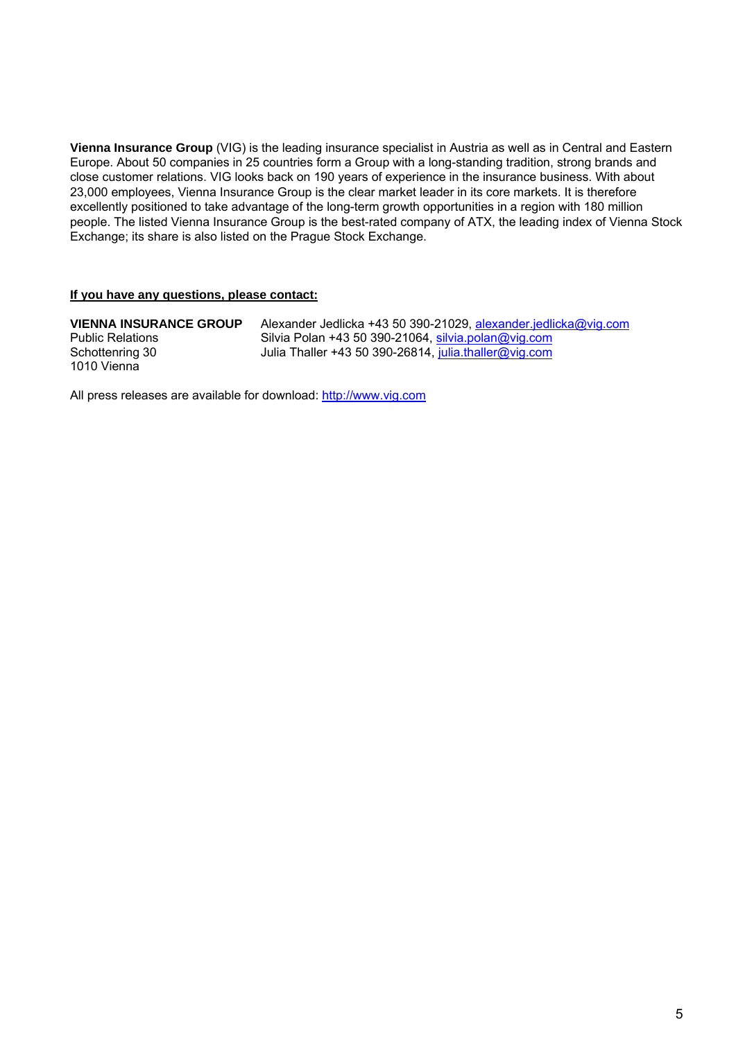**Vienna Insurance Group** (VIG) is the leading insurance specialist in Austria as well as in Central and Eastern Europe. About 50 companies in 25 countries form a Group with a long-standing tradition, strong brands and close customer relations. VIG looks back on 190 years of experience in the insurance business. With about 23,000 employees, Vienna Insurance Group is the clear market leader in its core markets. It is therefore excellently positioned to take advantage of the long-term growth opportunities in a region with 180 million people. The listed Vienna Insurance Group is the best-rated company of ATX, the leading index of Vienna Stock Exchange; its share is also listed on the Prague Stock Exchange.

**If you have any questions, please contact:**

**VIENNA INSURANCE GROUP**
Public Relations
Schottenring 30
1010 Vienna

Alexander Jedlicka +43 50 390-21029, alexander.jedlicka@vig.com
Silvia Polan +43 50 390-21064, silvia.polan@vig.com
Julia Thaller +43 50 390-26814, julia.thaller@vig.com

All press releases are available for download: http://www.vig.com